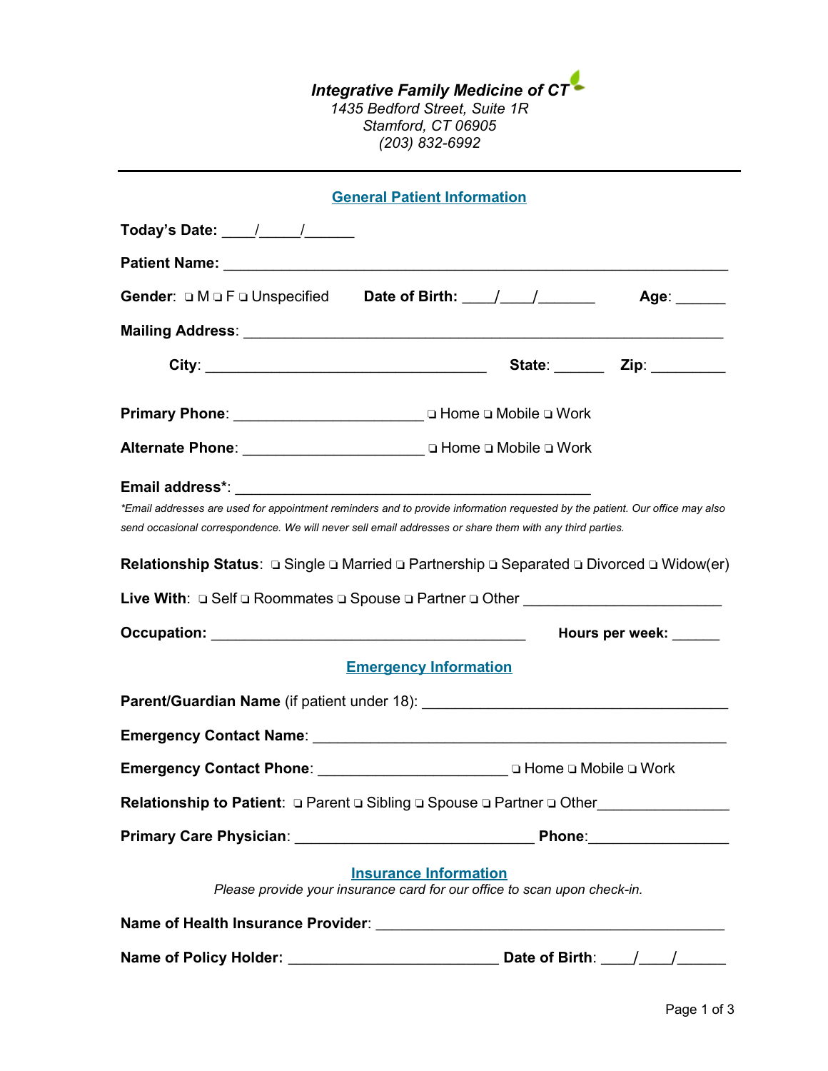***Integrative Family Medicine of CT***
*1435 Bedford Street, Suite 1R*
*Stamford, CT 06905*
*(203) 832-6992*

---

## General Patient Information

**Today's Date:** ____/_____/______

**Patient Name:** ____________________________________________________________

**Gender**: ❑ M ❑ F ❑ Unspecified **Date of Birth:** ____/____/_______ **Age**: ______

**Mailing Address**: ___________________________________________________________

**City**: ____________________________________ **State**: ______ **Zip**: _________

**Primary Phone**: ________________________ ❑ Home ❑ Mobile ❑ Work

**Alternate Phone**: ______________________ ❑ Home ❑ Mobile ❑ Work

**Email address\***: ______________________________________________

*\*Email addresses are used for appointment reminders and to provide information requested by the patient. Our office may also send occasional correspondence. We will never sell email addresses or share them with any third parties.*

**Relationship Status**: ❑ Single ❑ Married ❑ Partnership ❑ Separated ❑ Divorced ❑ Widow(er)

**Live With**: ❑ Self ❑ Roommates ❑ Spouse ❑ Partner ❑ Other ________________________

**Occupation:** ________________________________________ **Hours per week:** ______

## Emergency Information

**Parent/Guardian Name** (if patient under 18): _____________________________________

**Emergency Contact Name**: _________________________________________________

**Emergency Contact Phone**: ________________________ ❑ Home ❑ Mobile ❑ Work

**Relationship to Patient**: ❑ Parent ❑ Sibling ❑ Spouse ❑ Partner ❑ Other_______________

**Primary Care Physician**: ______________________________ **Phone**:_________________

## Insurance Information

*Please provide your insurance card for our office to scan upon check-in.*

**Name of Health Insurance Provider**: ____________________________________________

**Name of Policy Holder:** __________________________ **Date of Birth**: ____/____/______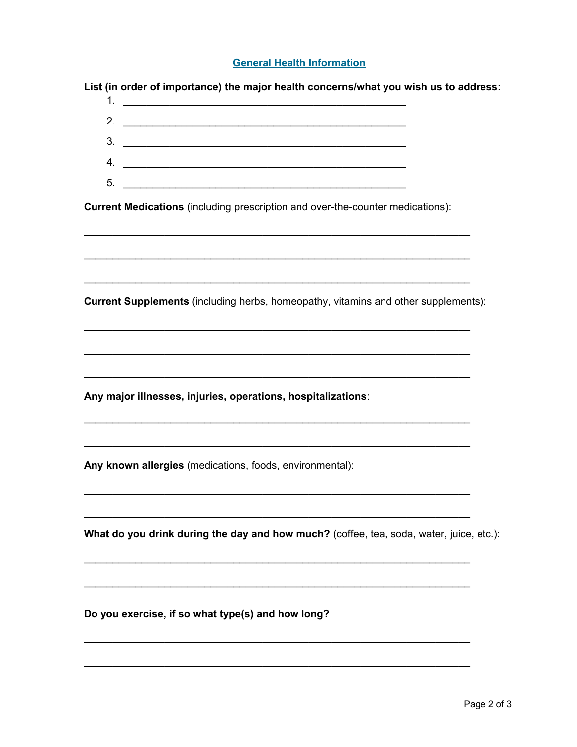## General Health Information

**List (in order of importance) the major health concerns/what you wish us to address**:

1. ______________________________________________
2. ______________________________________________
3. ______________________________________________
4. ______________________________________________
5. ______________________________________________

**Current Medications** (including prescription and over-the-counter medications):

________________________________________________________________

________________________________________________________________

________________________________________________________________

**Current Supplements** (including herbs, homeopathy, vitamins and other supplements):

________________________________________________________________

________________________________________________________________

________________________________________________________________

**Any major illnesses, injuries, operations, hospitalizations**:

________________________________________________________________

________________________________________________________________

**Any known allergies** (medications, foods, environmental):

________________________________________________________________

________________________________________________________________

**What do you drink during the day and how much?** (coffee, tea, soda, water, juice, etc.):

________________________________________________________________

________________________________________________________________

**Do you exercise, if so what type(s) and how long?**

________________________________________________________________

________________________________________________________________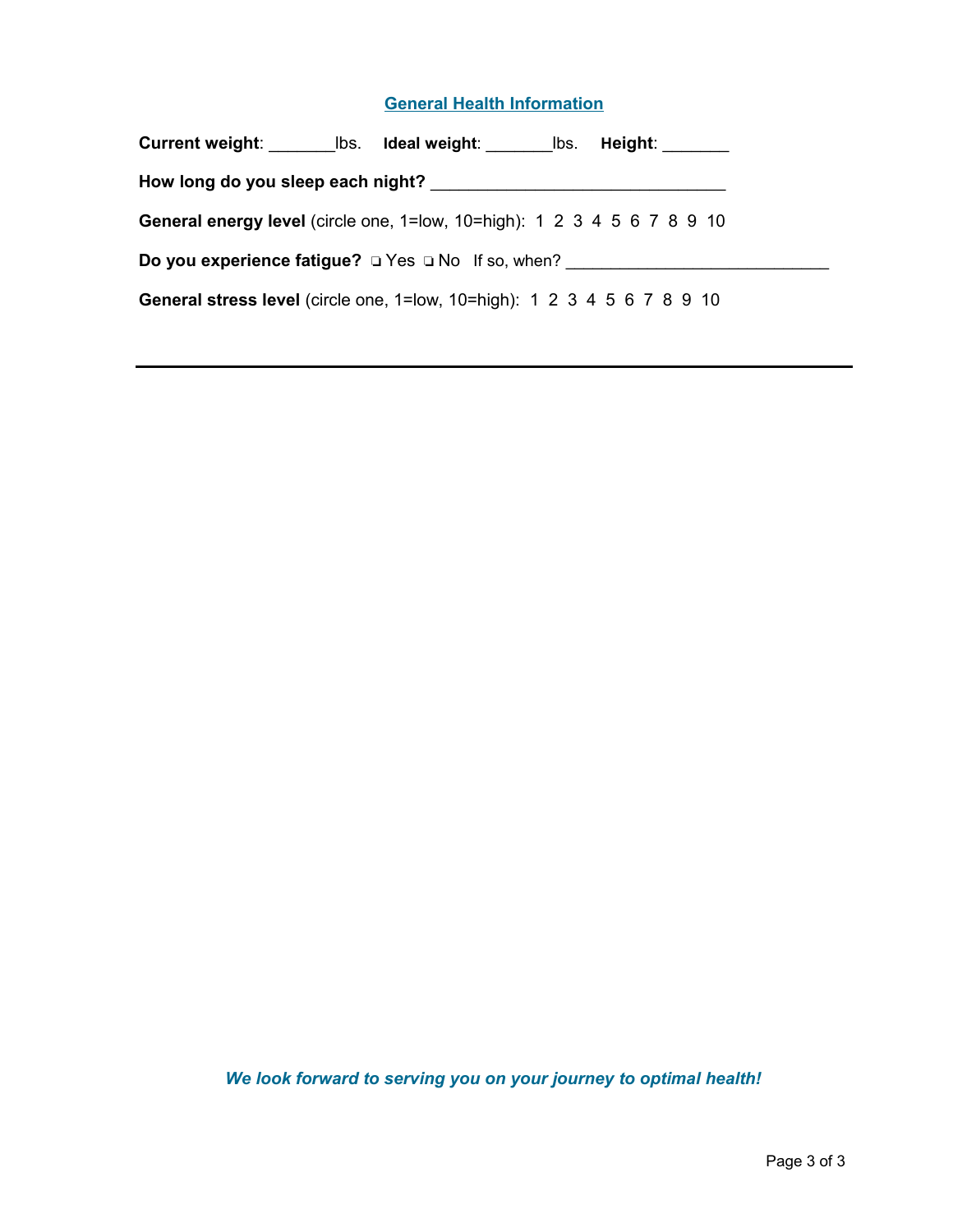## General Health Information

**Current weight**: _______lbs. **Ideal weight**: _______lbs. **Height**: _______

**How long do you sleep each night?** ________________________________

**General energy level** (circle one, 1=low, 10=high): 1 2 3 4 5 6 7 8 9 10

**Do you experience fatigue?** ❑ Yes ❑ No If so, when? ____________________________

**General stress level** (circle one, 1=low, 10=high): 1 2 3 4 5 6 7 8 9 10

---

***We look forward to serving you on your journey to optimal health!***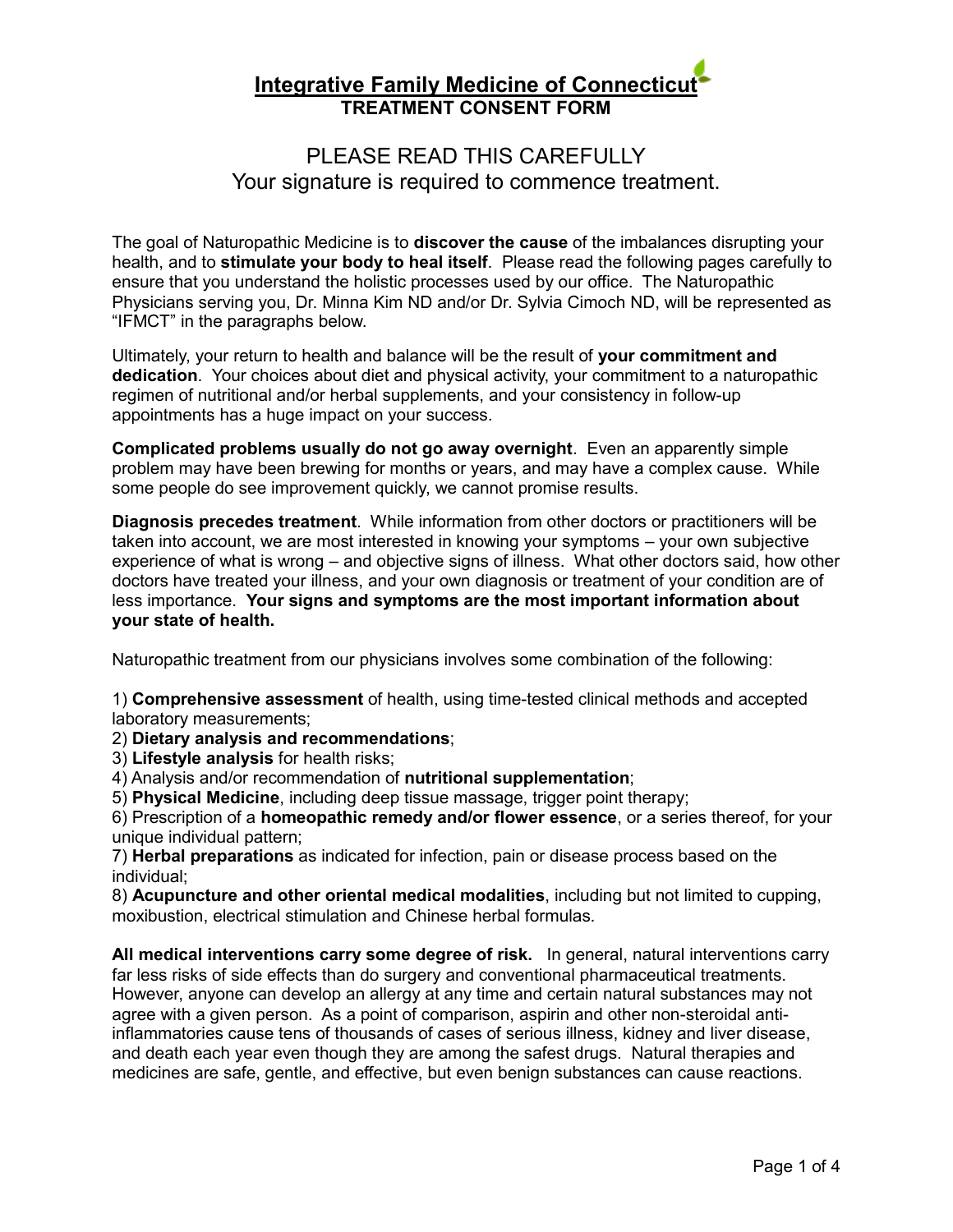# Integrative Family Medicine of Connecticut

## TREATMENT CONSENT FORM

PLEASE READ THIS CAREFULLY
Your signature is required to commence treatment.

The goal of Naturopathic Medicine is to **discover the cause** of the imbalances disrupting your health, and to **stimulate your body to heal itself**. Please read the following pages carefully to ensure that you understand the holistic processes used by our office. The Naturopathic Physicians serving you, Dr. Minna Kim ND and/or Dr. Sylvia Cimoch ND, will be represented as "IFMCT" in the paragraphs below.

Ultimately, your return to health and balance will be the result of **your commitment and dedication**. Your choices about diet and physical activity, your commitment to a naturopathic regimen of nutritional and/or herbal supplements, and your consistency in follow-up appointments has a huge impact on your success.

**Complicated problems usually do not go away overnight**. Even an apparently simple problem may have been brewing for months or years, and may have a complex cause. While some people do see improvement quickly, we cannot promise results.

**Diagnosis precedes treatment**. While information from other doctors or practitioners will be taken into account, we are most interested in knowing your symptoms – your own subjective experience of what is wrong – and objective signs of illness. What other doctors said, how other doctors have treated your illness, and your own diagnosis or treatment of your condition are of less importance. **Your signs and symptoms are the most important information about your state of health.**

Naturopathic treatment from our physicians involves some combination of the following:

1) **Comprehensive assessment** of health, using time-tested clinical methods and accepted laboratory measurements;
2) **Dietary analysis and recommendations**;
3) **Lifestyle analysis** for health risks;
4) Analysis and/or recommendation of **nutritional supplementation**;
5) **Physical Medicine**, including deep tissue massage, trigger point therapy;
6) Prescription of a **homeopathic remedy and/or flower essence**, or a series thereof, for your unique individual pattern;
7) **Herbal preparations** as indicated for infection, pain or disease process based on the individual;
8) **Acupuncture and other oriental medical modalities**, including but not limited to cupping, moxibustion, electrical stimulation and Chinese herbal formulas.

**All medical interventions carry some degree of risk.** In general, natural interventions carry far less risks of side effects than do surgery and conventional pharmaceutical treatments. However, anyone can develop an allergy at any time and certain natural substances may not agree with a given person. As a point of comparison, aspirin and other non-steroidal anti-inflammatories cause tens of thousands of cases of serious illness, kidney and liver disease, and death each year even though they are among the safest drugs. Natural therapies and medicines are safe, gentle, and effective, but even benign substances can cause reactions.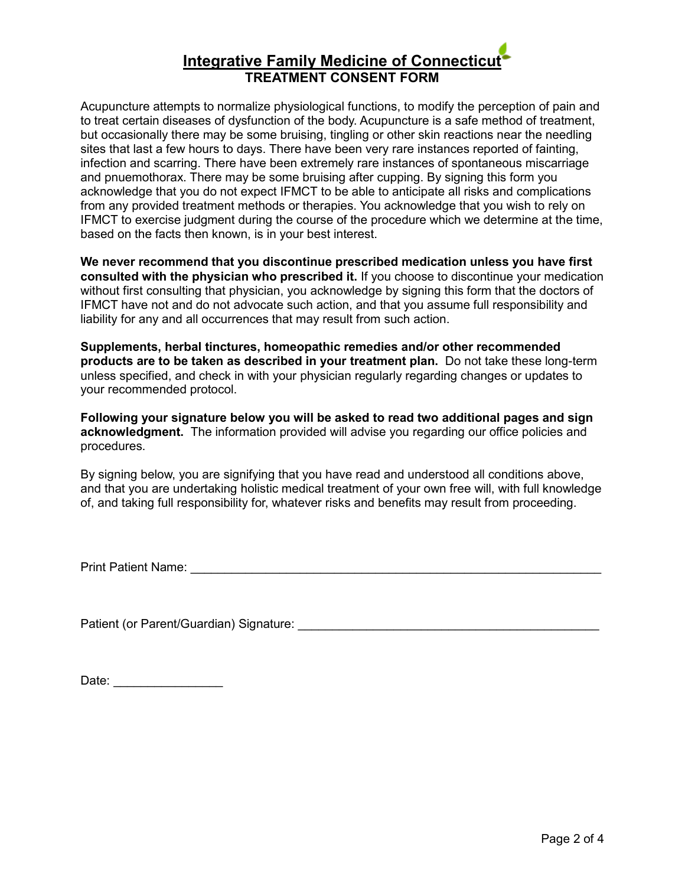# Integrative Family Medicine of Connecticut

## TREATMENT CONSENT FORM

Acupuncture attempts to normalize physiological functions, to modify the perception of pain and to treat certain diseases of dysfunction of the body. Acupuncture is a safe method of treatment, but occasionally there may be some bruising, tingling or other skin reactions near the needling sites that last a few hours to days. There have been very rare instances reported of fainting, infection and scarring. There have been extremely rare instances of spontaneous miscarriage and pnuemothorax. There may be some bruising after cupping. By signing this form you acknowledge that you do not expect IFMCT to be able to anticipate all risks and complications from any provided treatment methods or therapies. You acknowledge that you wish to rely on IFMCT to exercise judgment during the course of the procedure which we determine at the time, based on the facts then known, is in your best interest.

**We never recommend that you discontinue prescribed medication unless you have first consulted with the physician who prescribed it.** If you choose to discontinue your medication without first consulting that physician, you acknowledge by signing this form that the doctors of IFMCT have not and do not advocate such action, and that you assume full responsibility and liability for any and all occurrences that may result from such action.

**Supplements, herbal tinctures, homeopathic remedies and/or other recommended products are to be taken as described in your treatment plan.** Do not take these long-term unless specified, and check in with your physician regularly regarding changes or updates to your recommended protocol.

**Following your signature below you will be asked to read two additional pages and sign acknowledgment.** The information provided will advise you regarding our office policies and procedures.

By signing below, you are signifying that you have read and understood all conditions above, and that you are undertaking holistic medical treatment of your own free will, with full knowledge of, and taking full responsibility for, whatever risks and benefits may result from proceeding.

Print Patient Name: ____________________________________________________________

Patient (or Parent/Guardian) Signature: ____________________________________________

Date: ________________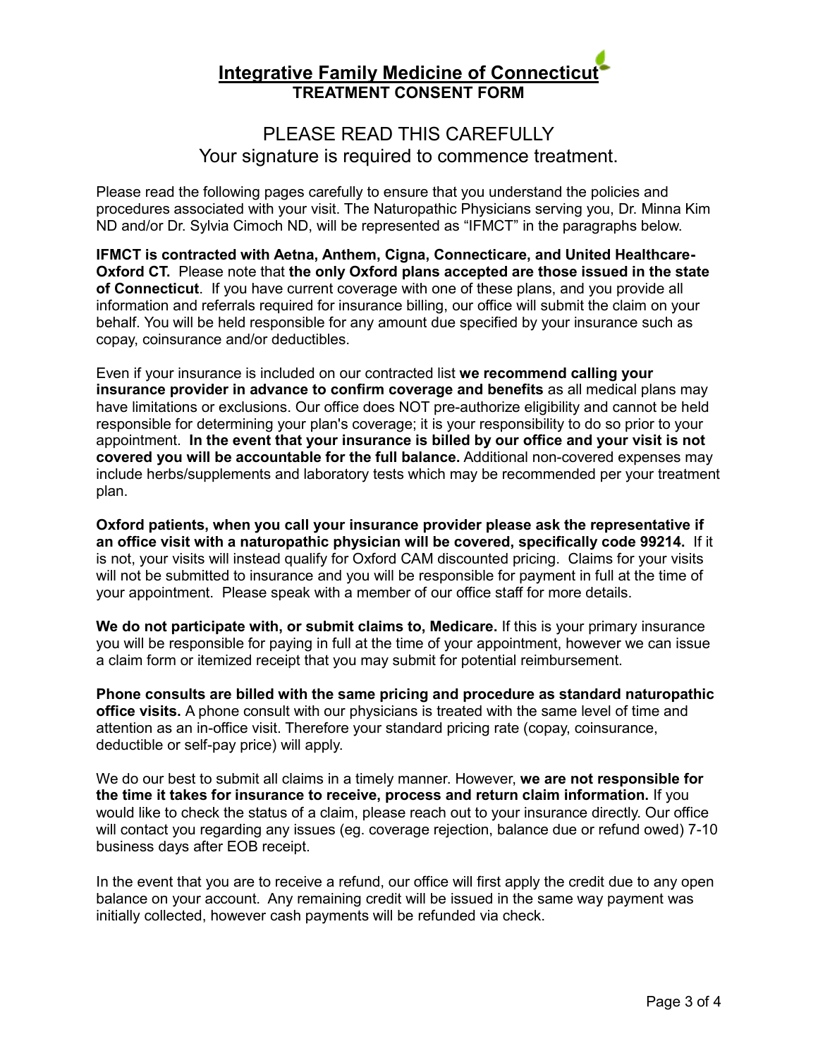# Integrative Family Medicine of Connecticut
**TREATMENT CONSENT FORM**

## PLEASE READ THIS CAREFULLY
Your signature is required to commence treatment.

Please read the following pages carefully to ensure that you understand the policies and procedures associated with your visit. The Naturopathic Physicians serving you, Dr. Minna Kim ND and/or Dr. Sylvia Cimoch ND, will be represented as "IFMCT" in the paragraphs below.

**IFMCT is contracted with Aetna, Anthem, Cigna, Connecticare, and United Healthcare-Oxford CT.** Please note that **the only Oxford plans accepted are those issued in the state of Connecticut**. If you have current coverage with one of these plans, and you provide all information and referrals required for insurance billing, our office will submit the claim on your behalf. You will be held responsible for any amount due specified by your insurance such as copay, coinsurance and/or deductibles.

Even if your insurance is included on our contracted list **we recommend calling your insurance provider in advance to confirm coverage and benefits** as all medical plans may have limitations or exclusions. Our office does NOT pre-authorize eligibility and cannot be held responsible for determining your plan's coverage; it is your responsibility to do so prior to your appointment. **In the event that your insurance is billed by our office and your visit is not covered you will be accountable for the full balance.** Additional non-covered expenses may include herbs/supplements and laboratory tests which may be recommended per your treatment plan.

**Oxford patients, when you call your insurance provider please ask the representative if an office visit with a naturopathic physician will be covered, specifically code 99214.** If it is not, your visits will instead qualify for Oxford CAM discounted pricing. Claims for your visits will not be submitted to insurance and you will be responsible for payment in full at the time of your appointment. Please speak with a member of our office staff for more details.

**We do not participate with, or submit claims to, Medicare.** If this is your primary insurance you will be responsible for paying in full at the time of your appointment, however we can issue a claim form or itemized receipt that you may submit for potential reimbursement.

**Phone consults are billed with the same pricing and procedure as standard naturopathic office visits.** A phone consult with our physicians is treated with the same level of time and attention as an in-office visit. Therefore your standard pricing rate (copay, coinsurance, deductible or self-pay price) will apply.

We do our best to submit all claims in a timely manner. However, **we are not responsible for the time it takes for insurance to receive, process and return claim information.** If you would like to check the status of a claim, please reach out to your insurance directly. Our office will contact you regarding any issues (eg. coverage rejection, balance due or refund owed) 7-10 business days after EOB receipt.

In the event that you are to receive a refund, our office will first apply the credit due to any open balance on your account. Any remaining credit will be issued in the same way payment was initially collected, however cash payments will be refunded via check.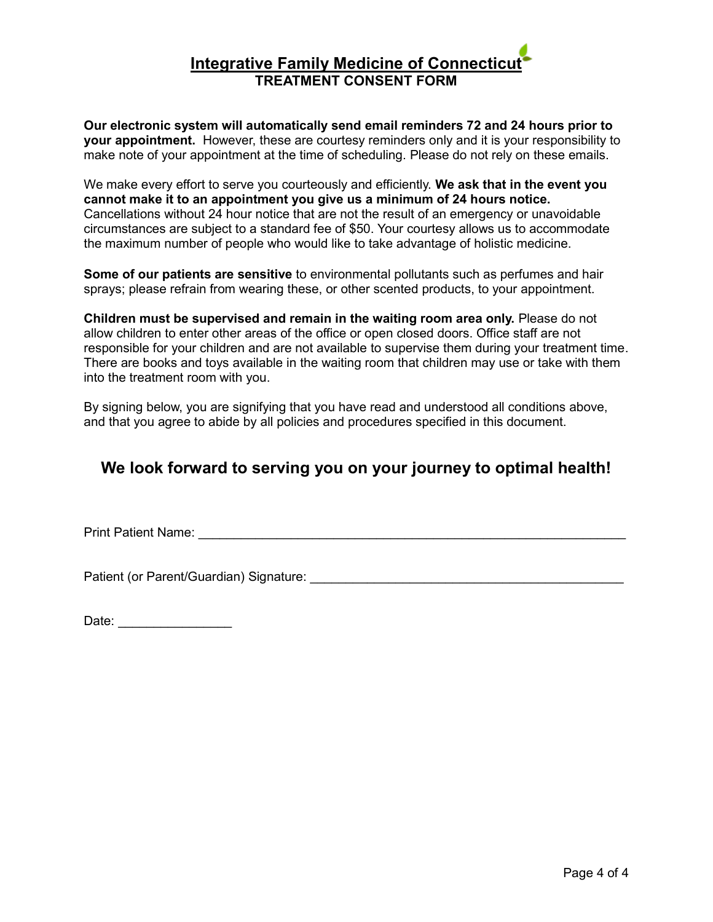# Integrative Family Medicine of Connecticut

## TREATMENT CONSENT FORM

**Our electronic system will automatically send email reminders 72 and 24 hours prior to your appointment.** However, these are courtesy reminders only and it is your responsibility to make note of your appointment at the time of scheduling. Please do not rely on these emails.

We make every effort to serve you courteously and efficiently. **We ask that in the event you cannot make it to an appointment you give us a minimum of 24 hours notice.** Cancellations without 24 hour notice that are not the result of an emergency or unavoidable circumstances are subject to a standard fee of $50. Your courtesy allows us to accommodate the maximum number of people who would like to take advantage of holistic medicine.

**Some of our patients are sensitive** to environmental pollutants such as perfumes and hair sprays; please refrain from wearing these, or other scented products, to your appointment.

**Children must be supervised and remain in the waiting room area only.** Please do not allow children to enter other areas of the office or open closed doors. Office staff are not responsible for your children and are not available to supervise them during your treatment time. There are books and toys available in the waiting room that children may use or take with them into the treatment room with you.

By signing below, you are signifying that you have read and understood all conditions above, and that you agree to abide by all policies and procedures specified in this document.

## We look forward to serving you on your journey to optimal health!

Print Patient Name: ____________________________________________________________

Patient (or Parent/Guardian) Signature: ____________________________________________

Date: ________________